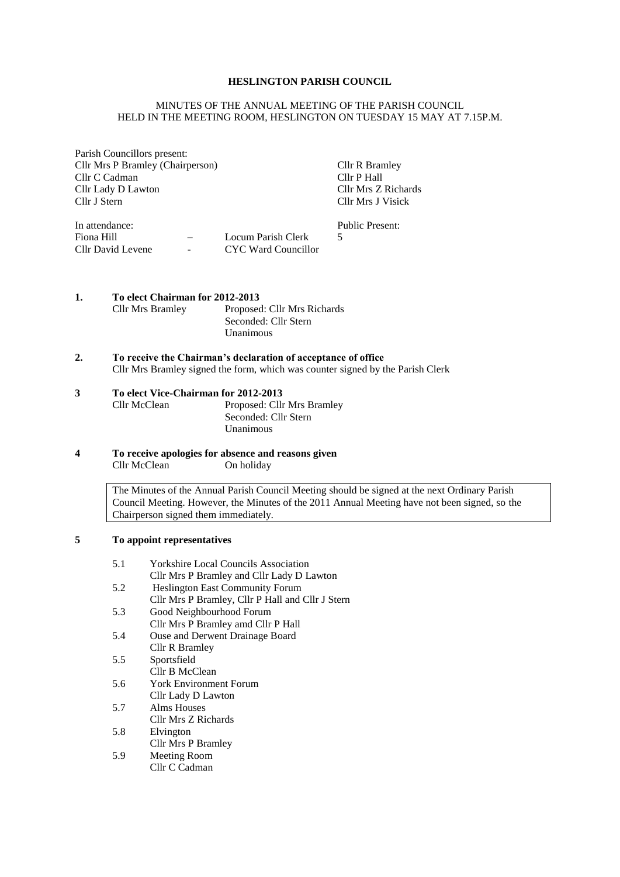**HESLINGTON PARISH COUNCIL**

MINUTES OF THE ANNUAL MEETING OF THE PARISH COUNCIL
HELD IN THE MEETING ROOM, HESLINGTON ON TUESDAY 15 MAY AT 7.15P.M.

Parish Councillors present:

| | |
|---|---|
| Cllr Mrs P Bramley (Chairperson) | Cllr R Bramley |
| Cllr C Cadman | Cllr P Hall |
| Cllr Lady D Lawton | Cllr Mrs Z Richards |
| Cllr J Stern | Cllr Mrs J Visick |

| In attendance: | | | Public Present: |
|---|---|---|---|
| Fiona Hill | – | Locum Parish Clerk | 5 |
| Cllr David Levene | - | CYC Ward Councillor | |

**1. To elect Chairman for 2012-2013**

Cllr Mrs Bramley — Proposed: Cllr Mrs Richards
Seconded: Cllr Stern
Unanimous

**2. To receive the Chairman's declaration of acceptance of office**

Cllr Mrs Bramley signed the form, which was counter signed by the Parish Clerk

**3 To elect Vice-Chairman for 2012-2013**

Cllr McClean — Proposed: Cllr Mrs Bramley
Seconded: Cllr Stern
Unanimous

**4 To receive apologies for absence and reasons given**

Cllr McClean — On holiday

> The Minutes of the Annual Parish Council Meeting should be signed at the next Ordinary Parish Council Meeting. However, the Minutes of the 2011 Annual Meeting have not been signed, so the Chairperson signed them immediately.

**5 To appoint representatives**

- 5.1 Yorkshire Local Councils Association
  Cllr Mrs P Bramley and Cllr Lady D Lawton
- 5.2 Heslington East Community Forum
  Cllr Mrs P Bramley, Cllr P Hall and Cllr J Stern
- 5.3 Good Neighbourhood Forum
  Cllr Mrs P Bramley amd Cllr P Hall
- 5.4 Ouse and Derwent Drainage Board
  Cllr R Bramley
- 5.5 Sportsfield
  Cllr B McClean
- 5.6 York Environment Forum
  Cllr Lady D Lawton
- 5.7 Alms Houses
  Cllr Mrs Z Richards
- 5.8 Elvington
  Cllr Mrs P Bramley
- 5.9 Meeting Room
  Cllr C Cadman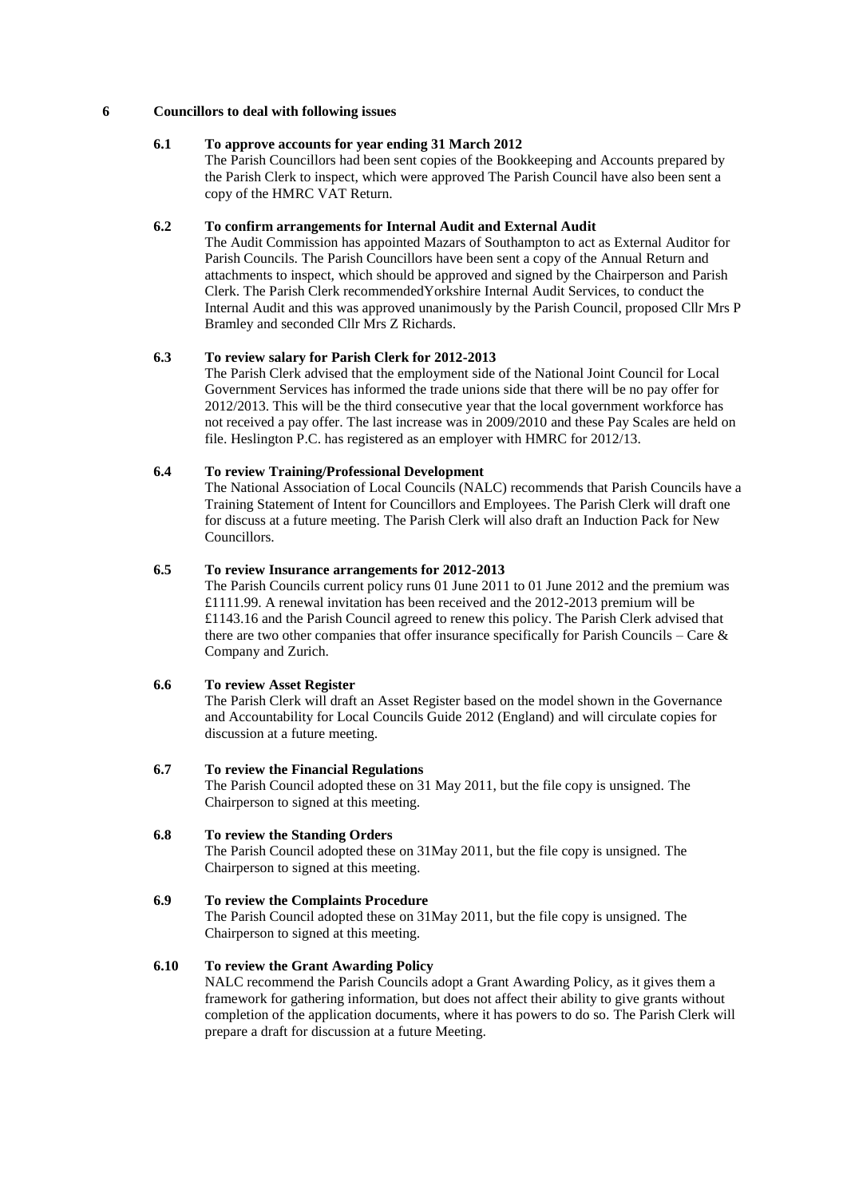## 6 Councillors to deal with following issues

### 6.1 To approve accounts for year ending 31 March 2012

The Parish Councillors had been sent copies of the Bookkeeping and Accounts prepared by the Parish Clerk to inspect, which were approved The Parish Council have also been sent a copy of the HMRC VAT Return.

### 6.2 To confirm arrangements for Internal Audit and External Audit

The Audit Commission has appointed Mazars of Southampton to act as External Auditor for Parish Councils. The Parish Councillors have been sent a copy of the Annual Return and attachments to inspect, which should be approved and signed by the Chairperson and Parish Clerk. The Parish Clerk recommendedYorkshire Internal Audit Services, to conduct the Internal Audit and this was approved unanimously by the Parish Council, proposed Cllr Mrs P Bramley and seconded Cllr Mrs Z Richards.

### 6.3 To review salary for Parish Clerk for 2012-2013

The Parish Clerk advised that the employment side of the National Joint Council for Local Government Services has informed the trade unions side that there will be no pay offer for 2012/2013. This will be the third consecutive year that the local government workforce has not received a pay offer. The last increase was in 2009/2010 and these Pay Scales are held on file. Heslington P.C. has registered as an employer with HMRC for 2012/13.

### 6.4 To review Training/Professional Development

The National Association of Local Councils (NALC) recommends that Parish Councils have a Training Statement of Intent for Councillors and Employees. The Parish Clerk will draft one for discuss at a future meeting. The Parish Clerk will also draft an Induction Pack for New Councillors.

### 6.5 To review Insurance arrangements for 2012-2013

The Parish Councils current policy runs 01 June 2011 to 01 June 2012 and the premium was £1111.99. A renewal invitation has been received and the 2012-2013 premium will be £1143.16 and the Parish Council agreed to renew this policy. The Parish Clerk advised that there are two other companies that offer insurance specifically for Parish Councils – Care & Company and Zurich.

### 6.6 To review Asset Register

The Parish Clerk will draft an Asset Register based on the model shown in the Governance and Accountability for Local Councils Guide 2012 (England) and will circulate copies for discussion at a future meeting.

### 6.7 To review the Financial Regulations

The Parish Council adopted these on 31 May 2011, but the file copy is unsigned. The Chairperson to signed at this meeting.

### 6.8 To review the Standing Orders

The Parish Council adopted these on 31May 2011, but the file copy is unsigned. The Chairperson to signed at this meeting.

### 6.9 To review the Complaints Procedure

The Parish Council adopted these on 31May 2011, but the file copy is unsigned. The Chairperson to signed at this meeting.

### 6.10 To review the Grant Awarding Policy

NALC recommend the Parish Councils adopt a Grant Awarding Policy, as it gives them a framework for gathering information, but does not affect their ability to give grants without completion of the application documents, where it has powers to do so. The Parish Clerk will prepare a draft for discussion at a future Meeting.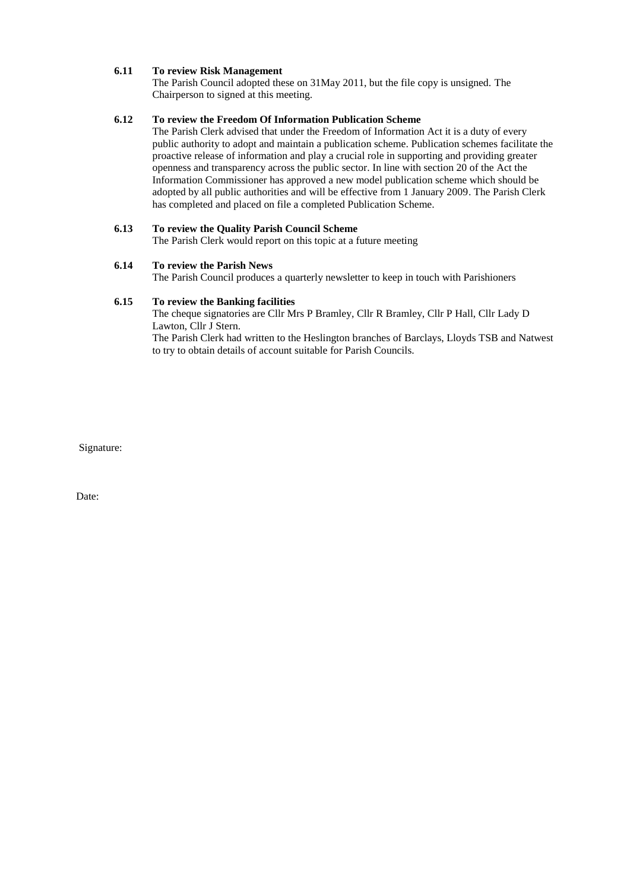**6.11 To review Risk Management**

The Parish Council adopted these on 31May 2011, but the file copy is unsigned. The Chairperson to signed at this meeting.

**6.12 To review the Freedom Of Information Publication Scheme**

The Parish Clerk advised that under the Freedom of Information Act it is a duty of every public authority to adopt and maintain a publication scheme. Publication schemes facilitate the proactive release of information and play a crucial role in supporting and providing greater openness and transparency across the public sector. In line with section 20 of the Act the Information Commissioner has approved a new model publication scheme which should be adopted by all public authorities and will be effective from 1 January 2009. The Parish Clerk has completed and placed on file a completed Publication Scheme.

**6.13 To review the Quality Parish Council Scheme**

The Parish Clerk would report on this topic at a future meeting

**6.14 To review the Parish News**

The Parish Council produces a quarterly newsletter to keep in touch with Parishioners

**6.15 To review the Banking facilities**

The cheque signatories are Cllr Mrs P Bramley, Cllr R Bramley, Cllr P Hall, Cllr Lady D Lawton, Cllr J Stern.

The Parish Clerk had written to the Heslington branches of Barclays, Lloyds TSB and Natwest to try to obtain details of account suitable for Parish Councils.

Signature:

Date: